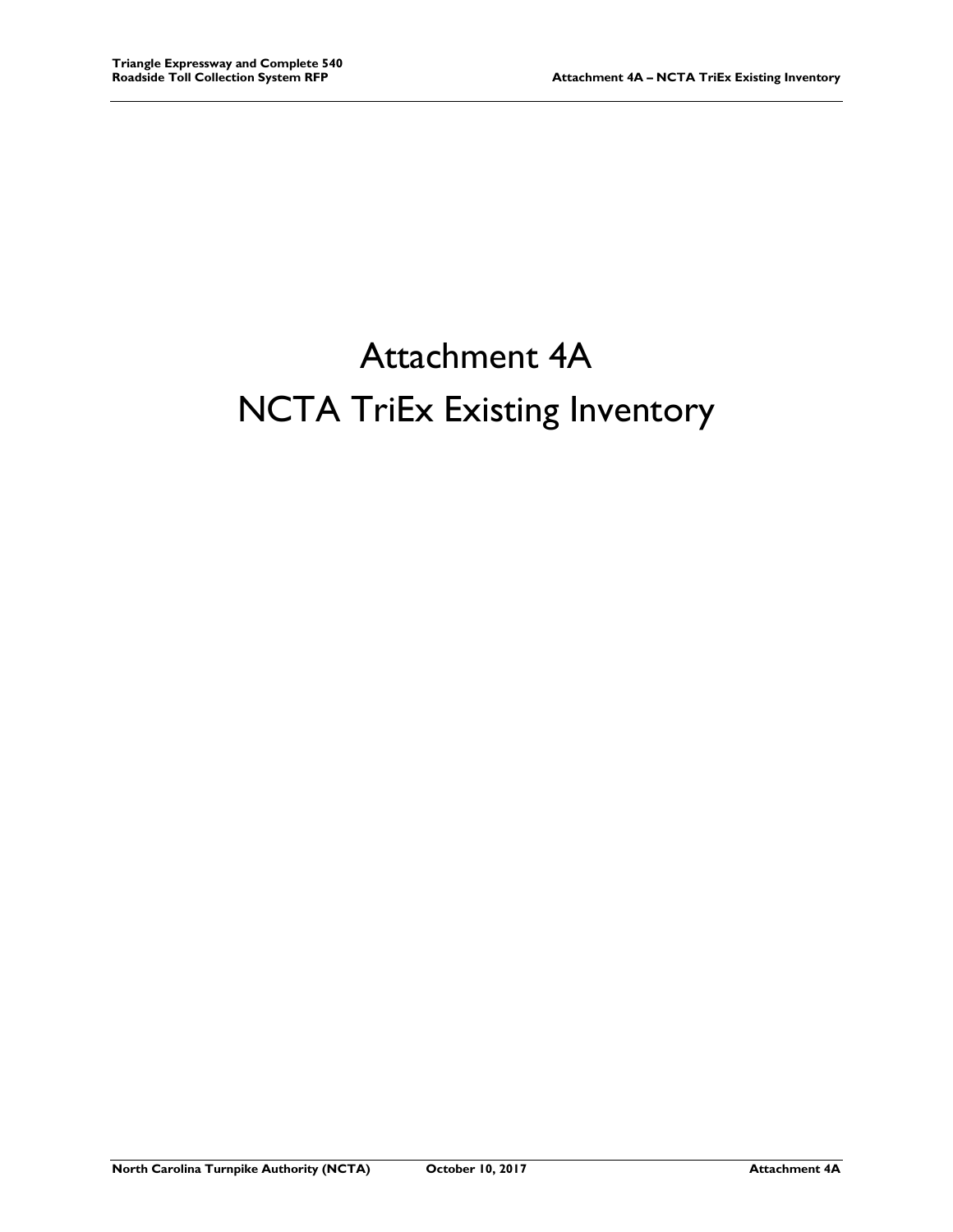# Attachment 4A

# NCTA TriEx Existing Inventory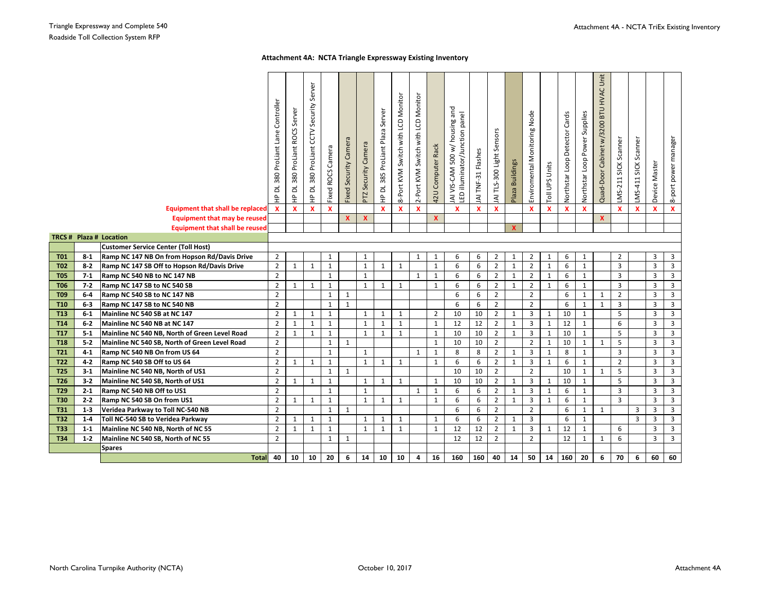### Attachment 4A: NCTA Triangle Expressway Existing Inventory

| TRCS # | Plaza # | Location | HP DL 380 ProLiant Lane Controller | HP DL 380 ProLiant ROCS Server | HP DL 380 ProLiant CCTV Security Server | Fixed ROCS Camera | Fixed Security Camera | PTZ Security Camera | HP DL 385 ProLiant Plaza Server | 8-Port KVM Switch with LCD Monitor | 2-Port KVM Switch with LCD Monitor | 42U Computer Rack | JAI VIS-CAM 500 w/ housing and LED illuminator/Junction panel | JAI TNF-31 Flashes | JAI TLS-300 Light Sensors | Plaza Buildings | Enviromental Monitoring Node | Toll UPS Units | Northstar Loop Detector Cards | Northstar Loop Power Supplies | Quad-Door Cabinet w/3200 BTU HVAC Unit | LMS-211 SICK Scanner | LMS-411 SICK Scanner | Device Master | 8-port power manager |
|---|---|---|---|---|---|---|---|---|---|---|---|---|---|---|---|---|---|---|---|---|---|---|---|---|---|
| | | **Equipment that shall be replaced** | X | X | X | X | | | X | X | X | | X | X | X | | X | X | X | X | | X | X | X | X |
| | | **Equipment that may be reused** | | | | | X | X | | | | X | | | | | | | | | X | | | | |
| | | **Equipment that shall be reused** | | | | | | | | | | | | | | X | | | | | | | | | |
| | | **Customer Service Center (Toll Host)** | | | | | | | | | | | | | | | | | | | | | | | |
| **T01** | **8-1** | **Ramp NC 147 NB On from Hopson Rd/Davis Drive** | 2 | | | 1 | | 1 | | | 1 | 1 | 6 | 6 | 2 | 1 | 2 | 1 | 6 | 1 | | 2 | | 3 | 3 |
| **T02** | **8-2** | **Ramp NC 147 SB Off to Hopson Rd/Davis Drive** | 2 | 1 | 1 | 1 | | 1 | 1 | 1 | | 1 | 6 | 6 | 2 | 1 | 2 | 1 | 6 | 1 | | 3 | | 3 | 3 |
| **T05** | **7-1** | **Ramp NC 540 NB to NC 147 NB** | 2 | | | 1 | | 1 | | | 1 | 1 | 6 | 6 | 2 | 1 | 2 | 1 | 6 | 1 | | 3 | | 3 | 3 |
| **T06** | **7-2** | **Ramp NC 147 SB to NC 540 SB** | 2 | 1 | 1 | 1 | | 1 | 1 | 1 | | 1 | 6 | 6 | 2 | 1 | 2 | 1 | 6 | 1 | | 3 | | 3 | 3 |
| **T09** | **6-4** | **Ramp NC 540 SB to NC 147 NB** | 2 | | | 1 | 1 | | | | | | 6 | 6 | 2 | | 2 | | 6 | 1 | 1 | 2 | | 3 | 3 |
| **T10** | **6-3** | **Ramp NC 147 SB to NC 540 NB** | 2 | | | 1 | 1 | | | | | | 6 | 6 | 2 | | 2 | | 6 | 1 | 1 | 3 | | 3 | 3 |
| **T13** | **6-1** | **Mainline NC 540 SB at NC 147** | 2 | 1 | 1 | 1 | | 1 | 1 | 1 | | 2 | 10 | 10 | 2 | 1 | 3 | 1 | 10 | 1 | | 5 | | 3 | 3 |
| **T14** | **6-2** | **Mainline NC 540 NB at NC 147** | 2 | 1 | 1 | 1 | | 1 | 1 | 1 | | 1 | 12 | 12 | 2 | 1 | 3 | 1 | 12 | 1 | | 6 | | 3 | 3 |
| **T17** | **5-1** | **Mainline NC 540 NB, North of Green Level Road** | 2 | 1 | 1 | 1 | | 1 | 1 | 1 | | 1 | 10 | 10 | 2 | 1 | 3 | 1 | 10 | 1 | | 5 | | 3 | 3 |
| **T18** | **5-2** | **Mainline NC 540 SB, North of Green Level Road** | 2 | | | 1 | 1 | | | | | 1 | 10 | 10 | 2 | | 2 | 1 | 10 | 1 | 1 | 5 | | 3 | 3 |
| **T21** | **4-1** | **Ramp NC 540 NB On from US 64** | 2 | | | 1 | | 1 | | | 1 | 1 | 8 | 8 | 2 | 1 | 3 | 1 | 8 | 1 | | 3 | | 3 | 3 |
| **T22** | **4-2** | **Ramp NC 540 SB Off to US 64** | 2 | 1 | 1 | 1 | | 1 | 1 | 1 | | 1 | 6 | 6 | 2 | 1 | 3 | 1 | 6 | 1 | | 2 | | 3 | 3 |
| **T25** | **3-1** | **Mainline NC 540 NB, North of US1** | 2 | | | 1 | 1 | | | | | | 10 | 10 | 2 | | 2 | | 10 | 1 | 1 | 5 | | 3 | 3 |
| **T26** | **3-2** | **Mainline NC 540 SB, North of US1** | 2 | 1 | 1 | 1 | | 1 | 1 | 1 | | 1 | 10 | 10 | 2 | 1 | 3 | 1 | 10 | 1 | | 5 | | 3 | 3 |
| **T29** | **2-1** | **Ramp NC 540 NB Off to US1** | 2 | | | 1 | | 1 | | | 1 | 1 | 6 | 6 | 2 | 1 | 3 | 1 | 6 | 1 | | 3 | | 3 | 3 |
| **T30** | **2-2** | **Ramp NC 540 SB On from US1** | 2 | 1 | 1 | 1 | | 1 | 1 | 1 | | 1 | 6 | 6 | 2 | 1 | 3 | 1 | 6 | 1 | | 3 | | 3 | 3 |
| **T31** | **1-3** | **Veridea Parkway to Toll NC-540 NB** | 2 | | | 1 | 1 | | | | | | 6 | 6 | 2 | | 2 | | 6 | 1 | 1 | | 3 | 3 | 3 |
| **T32** | **1-4** | **Toll NC-540 SB to Veridea Parkway** | 2 | 1 | 1 | 1 | | 1 | 1 | 1 | | 1 | 6 | 6 | 2 | 1 | 3 | | 6 | 1 | | | 3 | 3 | 3 |
| **T33** | **1-1** | **Mainline NC 540 NB, North of NC 55** | 2 | 1 | 1 | 1 | | 1 | 1 | 1 | | 1 | 12 | 12 | 2 | 1 | 3 | 1 | 12 | 1 | | 6 | | 3 | 3 |
| **T34** | **1-2** | **Mainline NC 540 SB, North of NC 55** | 2 | | | 1 | 1 | | | | | | 12 | 12 | 2 | | 2 | | 12 | 1 | 1 | 6 | | 3 | 3 |
| | | **Spares** | | | | | | | | | | | | | | | | | | | | | | | |
| | | **Total** | **40** | **10** | **10** | **20** | **6** | **14** | **10** | **10** | **4** | **16** | **160** | **160** | **40** | **14** | **50** | **14** | **160** | **20** | **6** | **70** | **6** | **60** | **60** |